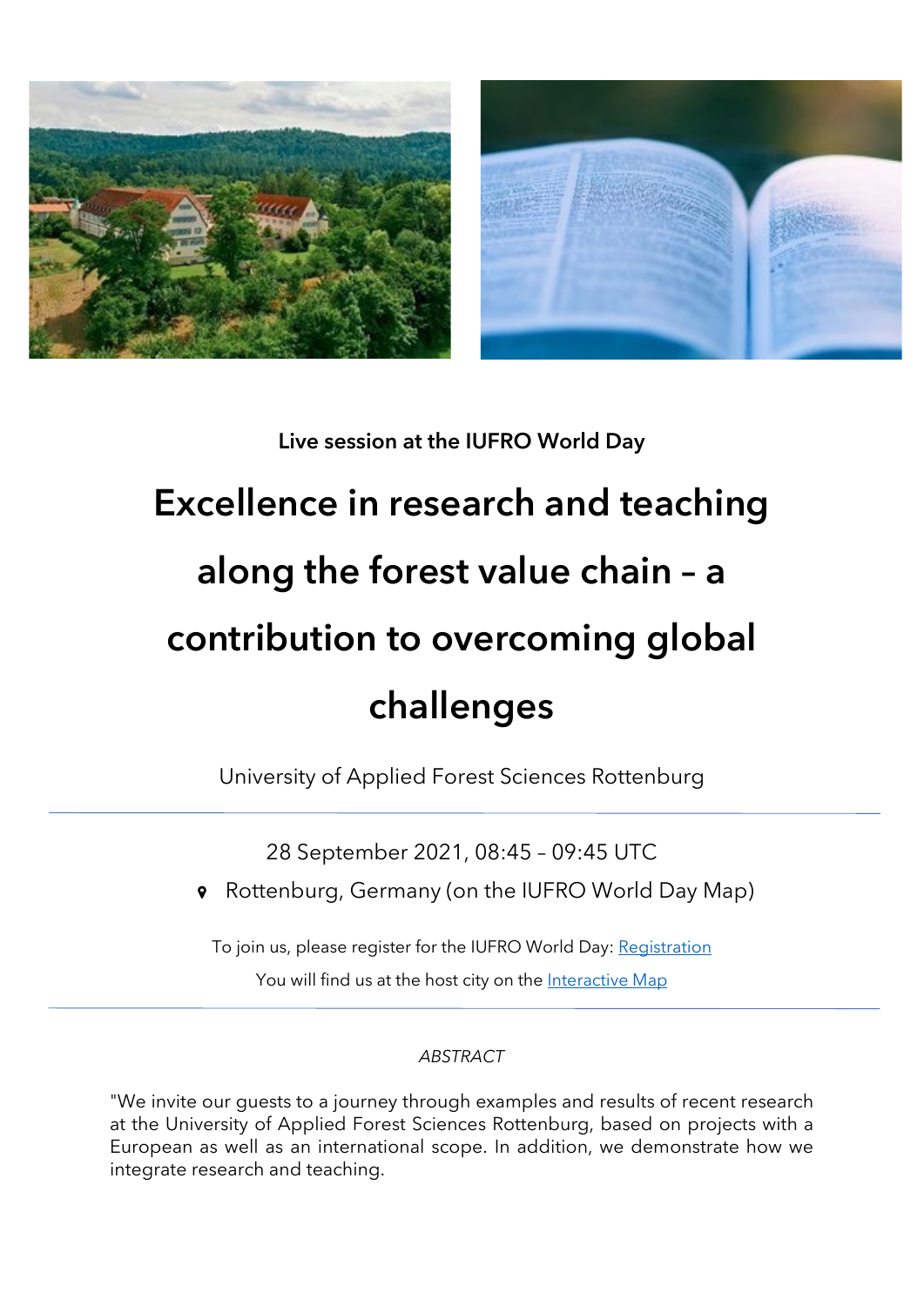Live session at the IUFRO World Day

# Excellence in research and teaching along the forest value chain – a contribution to overcoming global challenges

University of Applied Forest Sciences Rottenburg

---

28 September 2021, 08:45 – 09:45 UTC

Rottenburg, Germany (on the IUFRO World Day Map)

To join us, please register for the IUFRO World Day: Registration

You will find us at the host city on the Interactive Map

---

*ABSTRACT*

"We invite our guests to a journey through examples and results of recent research at the University of Applied Forest Sciences Rottenburg, based on projects with a European as well as an international scope. In addition, we demonstrate how we integrate research and teaching.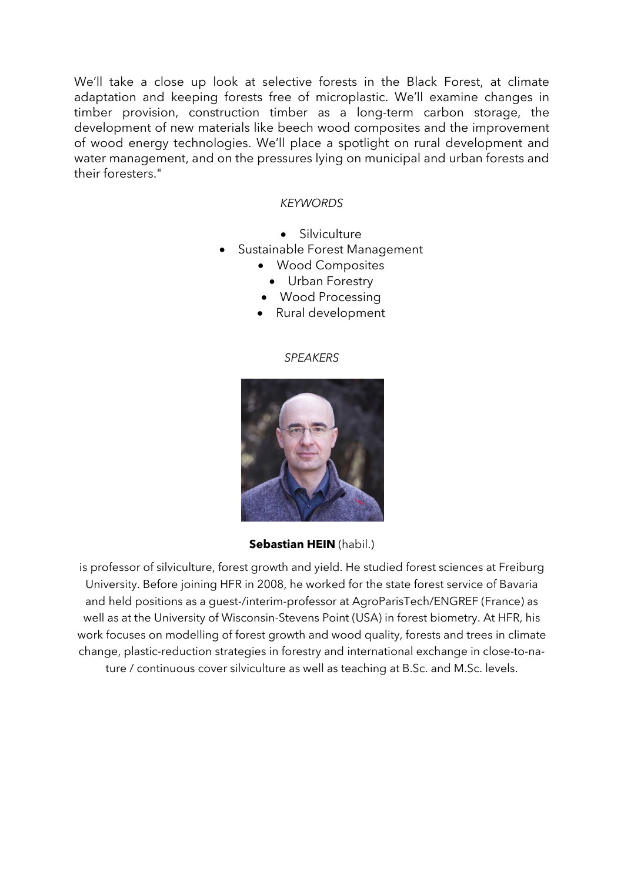We'll take a close up look at selective forests in the Black Forest, at climate adaptation and keeping forests free of microplastic. We'll examine changes in timber provision, construction timber as a long-term carbon storage, the development of new materials like beech wood composites and the improvement of wood energy technologies. We'll place a spotlight on rural development and water management, and on the pressures lying on municipal and urban forests and their foresters."

*KEYWORDS*

- Silviculture
- Sustainable Forest Management
- Wood Composites
- Urban Forestry
- Wood Processing
- Rural development

*SPEAKERS*

**Sebastian HEIN** (habil.)

is professor of silviculture, forest growth and yield. He studied forest sciences at Freiburg University. Before joining HFR in 2008, he worked for the state forest service of Bavaria and held positions as a guest-/interim-professor at AgroParisTech/ENGREF (France) as well as at the University of Wisconsin-Stevens Point (USA) in forest biometry. At HFR, his work focuses on modelling of forest growth and wood quality, forests and trees in climate change, plastic-reduction strategies in forestry and international exchange in close-to-nature / continuous cover silviculture as well as teaching at B.Sc. and M.Sc. levels.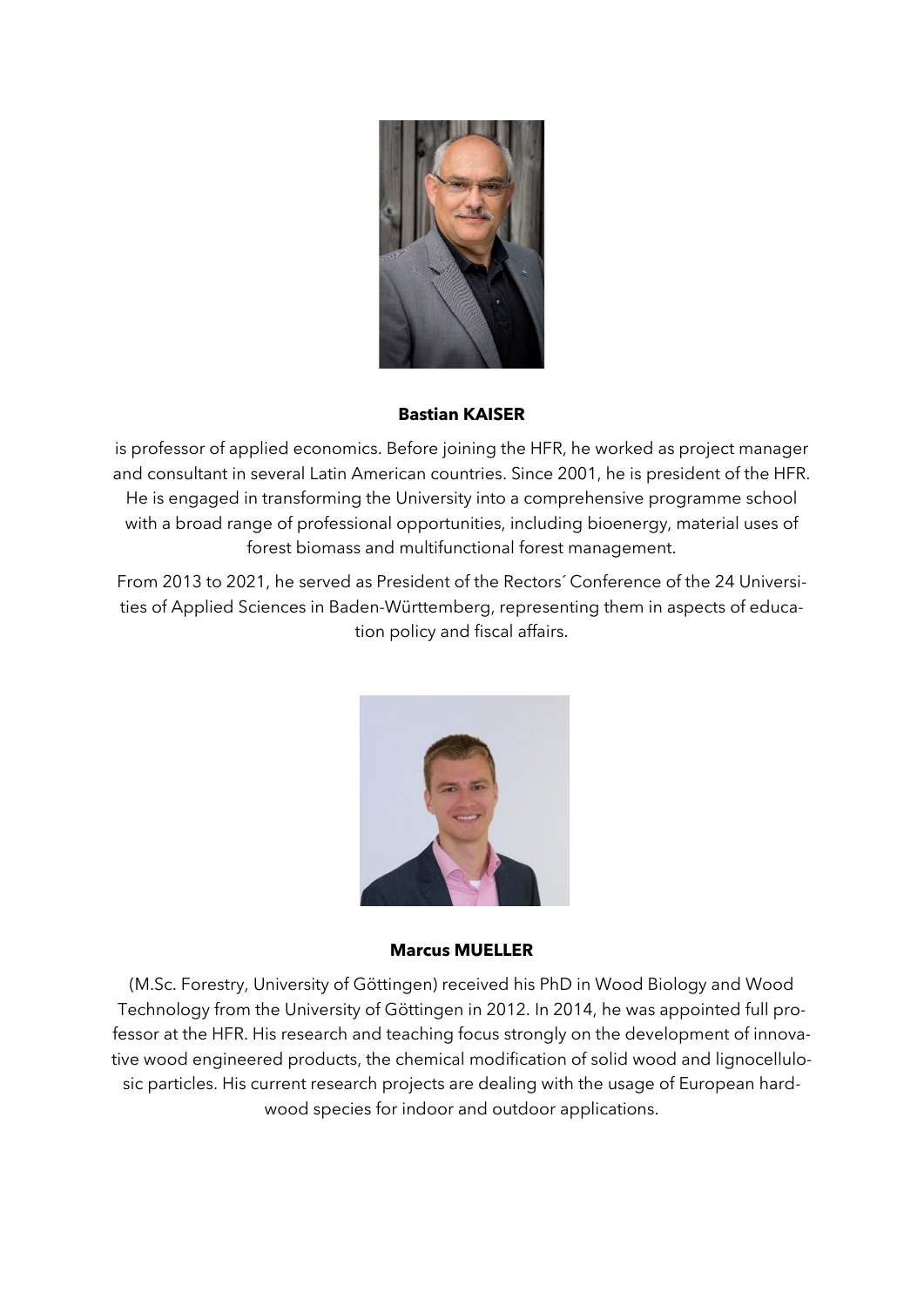**Bastian KAISER**

is professor of applied economics. Before joining the HFR, he worked as project manager and consultant in several Latin American countries. Since 2001, he is president of the HFR. He is engaged in transforming the University into a comprehensive programme school with a broad range of professional opportunities, including bioenergy, material uses of forest biomass and multifunctional forest management.

From 2013 to 2021, he served as President of the Rectors´ Conference of the 24 Universities of Applied Sciences in Baden-Württemberg, representing them in aspects of education policy and fiscal affairs.

**Marcus MUELLER**

(M.Sc. Forestry, University of Göttingen) received his PhD in Wood Biology and Wood Technology from the University of Göttingen in 2012. In 2014, he was appointed full professor at the HFR. His research and teaching focus strongly on the development of innovative wood engineered products, the chemical modification of solid wood and lignocellulosic particles. His current research projects are dealing with the usage of European hardwood species for indoor and outdoor applications.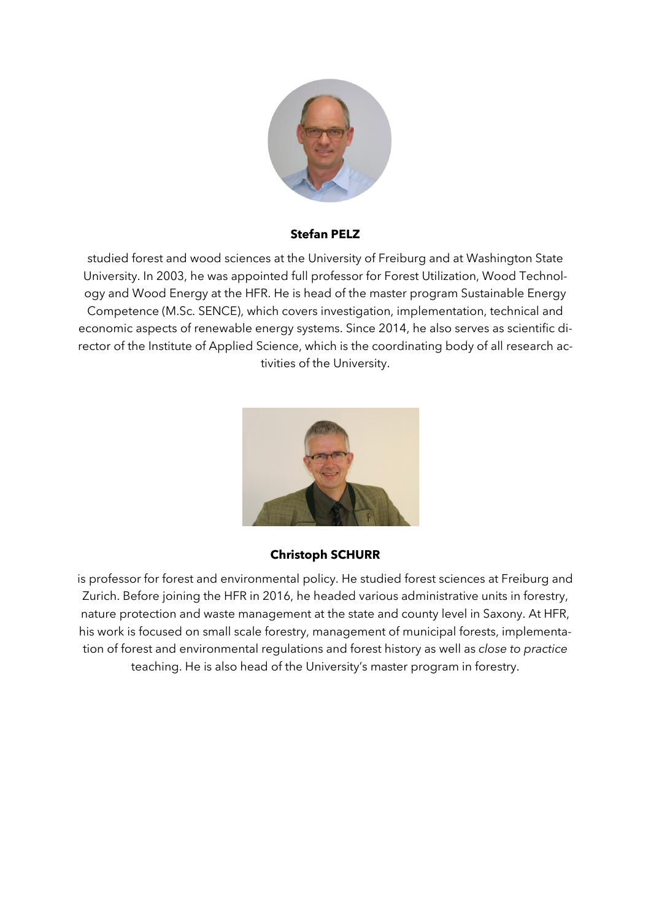**Stefan PELZ**

studied forest and wood sciences at the University of Freiburg and at Washington State University. In 2003, he was appointed full professor for Forest Utilization, Wood Technology and Wood Energy at the HFR. He is head of the master program Sustainable Energy Competence (M.Sc. SENCE), which covers investigation, implementation, technical and economic aspects of renewable energy systems. Since 2014, he also serves as scientific director of the Institute of Applied Science, which is the coordinating body of all research activities of the University.

**Christoph SCHURR**

is professor for forest and environmental policy. He studied forest sciences at Freiburg and Zurich. Before joining the HFR in 2016, he headed various administrative units in forestry, nature protection and waste management at the state and county level in Saxony. At HFR, his work is focused on small scale forestry, management of municipal forests, implementation of forest and environmental regulations and forest history as well as *close to practice* teaching. He is also head of the University's master program in forestry.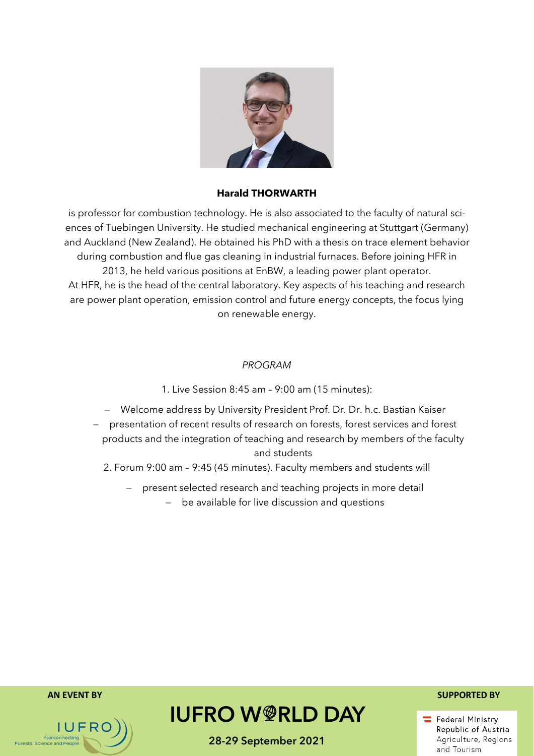**Harald THORWARTH**

is professor for combustion technology. He is also associated to the faculty of natural sciences of Tuebingen University. He studied mechanical engineering at Stuttgart (Germany) and Auckland (New Zealand). He obtained his PhD with a thesis on trace element behavior during combustion and flue gas cleaning in industrial furnaces. Before joining HFR in 2013, he held various positions at EnBW, a leading power plant operator.
At HFR, he is the head of the central laboratory. Key aspects of his teaching and research are power plant operation, emission control and future energy concepts, the focus lying on renewable energy.

*PROGRAM*

1. Live Session 8:45 am – 9:00 am (15 minutes):
   - Welcome address by University President Prof. Dr. Dr. h.c. Bastian Kaiser
   - presentation of recent results of research on forests, forest services and forest products and the integration of teaching and research by members of the faculty and students
2. Forum 9:00 am – 9:45 (45 minutes). Faculty members and students will
   - present selected research and teaching projects in more detail
   - be available for live discussion and questions

**AN EVENT BY**

IUFRO
Interconnecting Forests, Science and People

**IUFRO WORLD DAY**

**28-29 September 2021**

**SUPPORTED BY**

Federal Ministry Republic of Austria Agriculture, Regions and Tourism